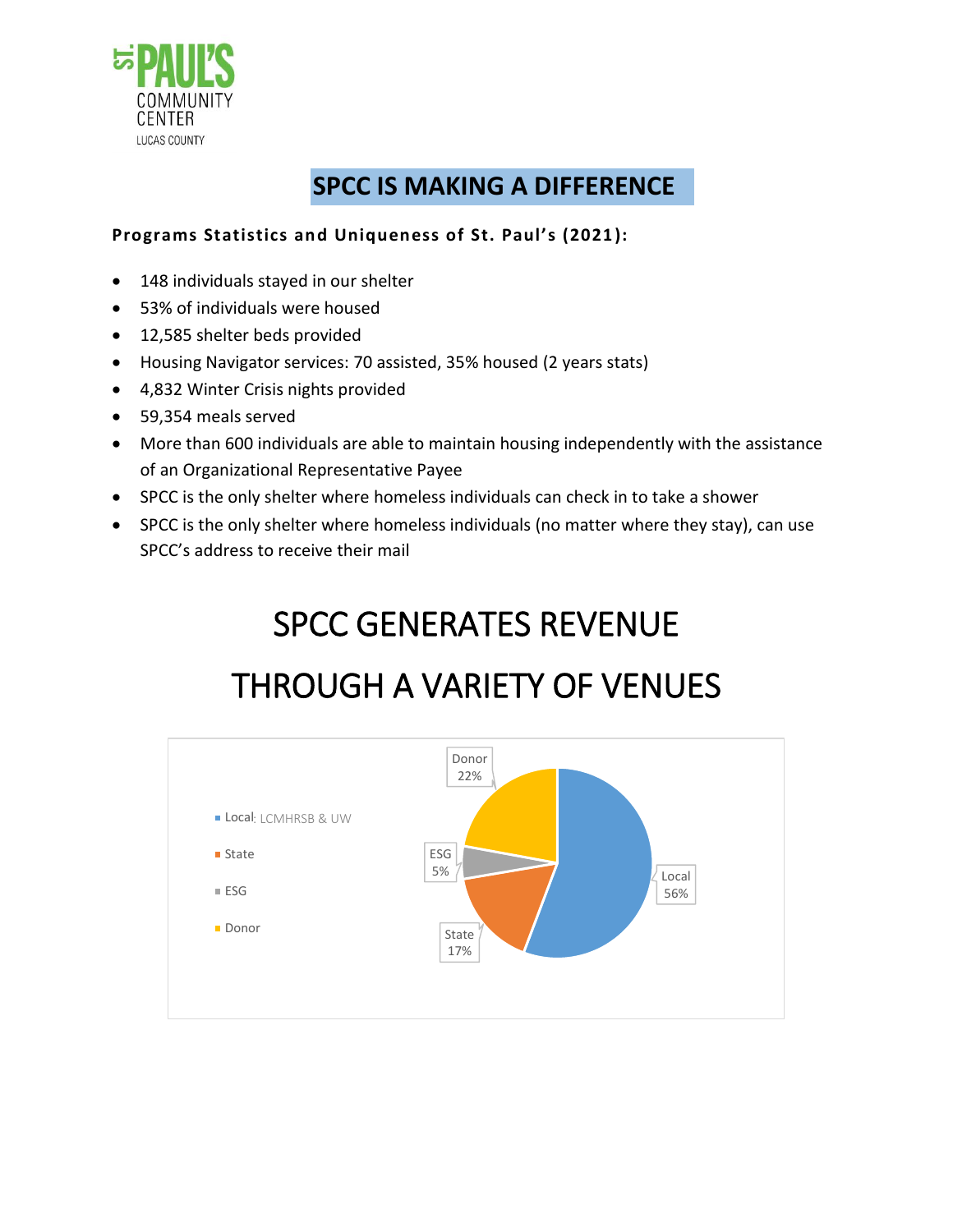ST. PAUL'S COMMUNITY CENTER LUCAS COUNTY

# SPCC IS MAKING A DIFFERENCE

**Programs Statistics and Uniqueness of St. Paul's (2021):**

- 148 individuals stayed in our shelter
- 53% of individuals were housed
- 12,585 shelter beds provided
- Housing Navigator services: 70 assisted, 35% housed (2 years stats)
- 4,832 Winter Crisis nights provided
- 59,354 meals served
- More than 600 individuals are able to maintain housing independently with the assistance of an Organizational Representative Payee
- SPCC is the only shelter where homeless individuals can check in to take a shower
- SPCC is the only shelter where homeless individuals (no matter where they stay), can use SPCC's address to receive their mail

# SPCC GENERATES REVENUE THROUGH A VARIETY OF VENUES

| Source | Share |
|---|---|
| Local: LCMHRSB & UW | 56% |
| State | 17% |
| ESG | 5% |
| Donor | 22% |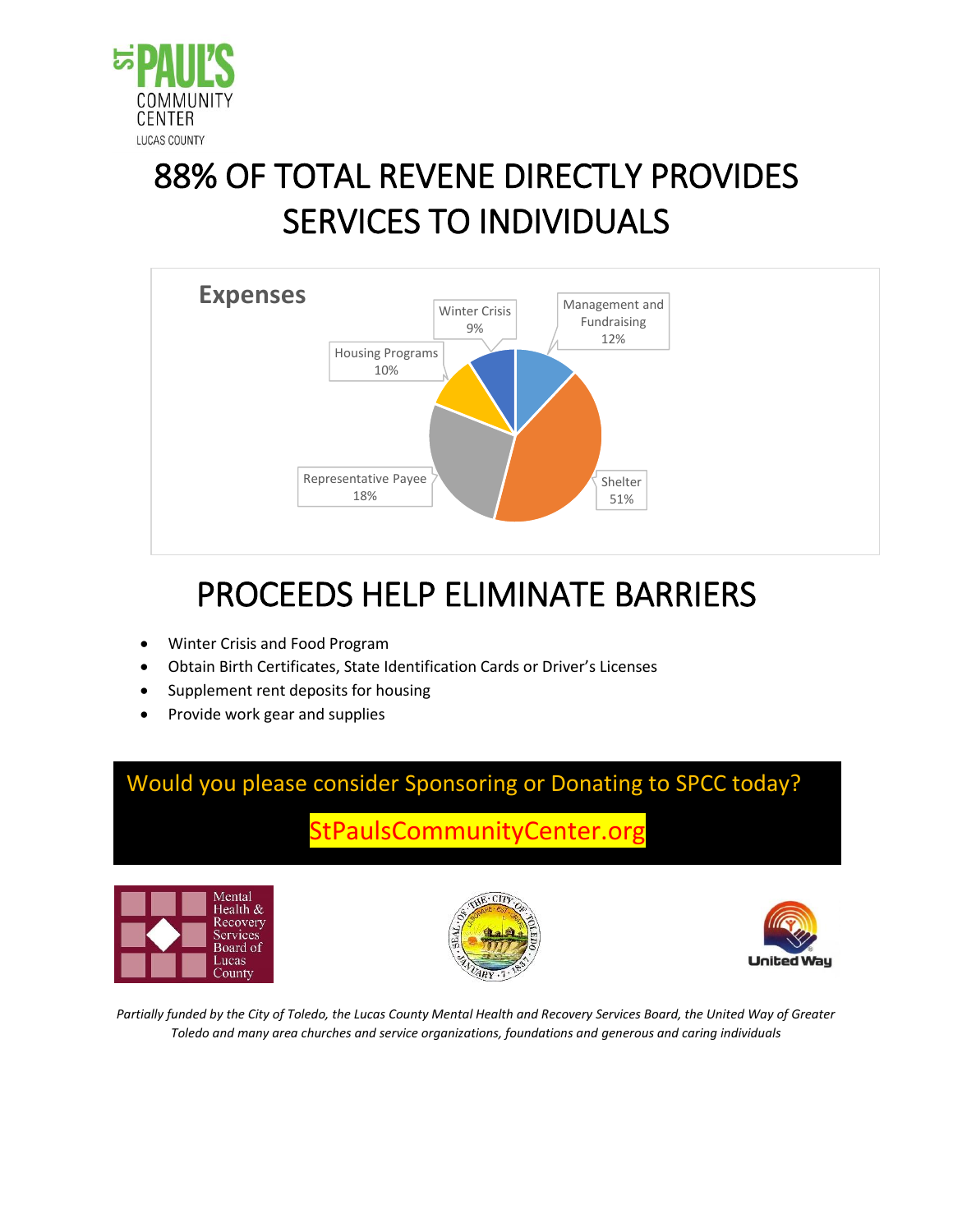ST. PAUL'S COMMUNITY CENTER LUCAS COUNTY

# 88% OF TOTAL REVENE DIRECTLY PROVIDES SERVICES TO INDIVIDUALS

Expenses

Winter Crisis
9%

Management and Fundraising
12%

Housing Programs
10%

Representative Payee
18%

Shelter
51%

# PROCEEDS HELP ELIMINATE BARRIERS

- Winter Crisis and Food Program
- Obtain Birth Certificates, State Identification Cards or Driver's Licenses
- Supplement rent deposits for housing
- Provide work gear and supplies

Would you please consider Sponsoring or Donating to SPCC today?

StPaulsCommunityCenter.org

Mental Health & Recovery Services Board of Lucas County

United Way

*Partially funded by the City of Toledo, the Lucas County Mental Health and Recovery Services Board, the United Way of Greater Toledo and many area churches and service organizations, foundations and generous and caring individuals*